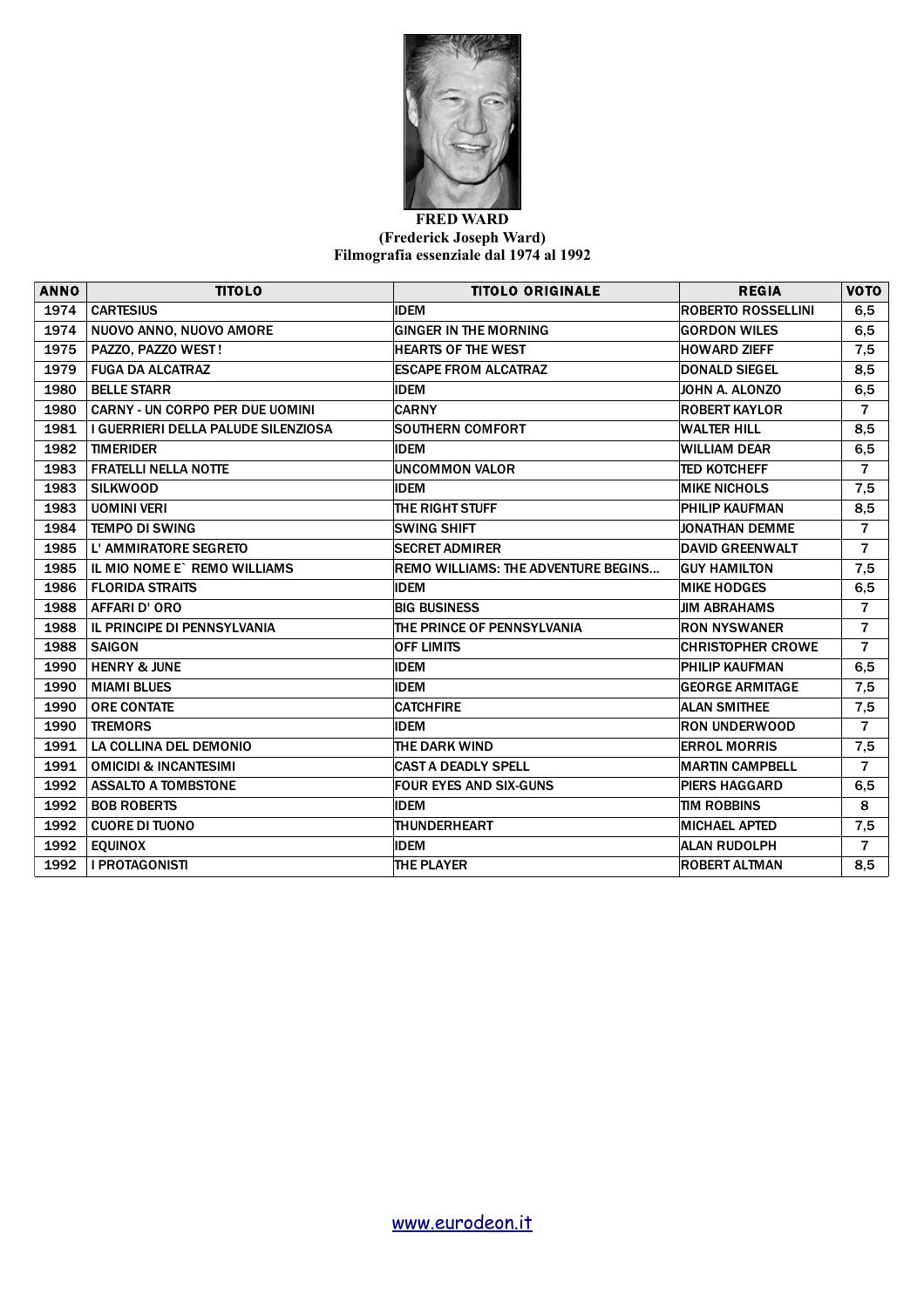**FRED WARD**
**(Frederick Joseph Ward)**
**Filmografia essenziale dal 1974 al 1992**

| ANNO | TITOLO | TITOLO ORIGINALE | REGIA | VOTO |
|---|---|---|---|---|
| 1974 | CARTESIUS | IDEM | ROBERTO ROSSELLINI | 6,5 |
| 1974 | NUOVO ANNO, NUOVO AMORE | GINGER IN THE MORNING | GORDON WILES | 6,5 |
| 1975 | PAZZO, PAZZO WEST ! | HEARTS OF THE WEST | HOWARD ZIEFF | 7,5 |
| 1979 | FUGA DA ALCATRAZ | ESCAPE FROM ALCATRAZ | DONALD SIEGEL | 8,5 |
| 1980 | BELLE STARR | IDEM | JOHN A. ALONZO | 6,5 |
| 1980 | CARNY - UN CORPO PER DUE UOMINI | CARNY | ROBERT KAYLOR | 7 |
| 1981 | I GUERRIERI DELLA PALUDE SILENZIOSA | SOUTHERN COMFORT | WALTER HILL | 8,5 |
| 1982 | TIMERIDER | IDEM | WILLIAM DEAR | 6,5 |
| 1983 | FRATELLI NELLA NOTTE | UNCOMMON VALOR | TED KOTCHEFF | 7 |
| 1983 | SILKWOOD | IDEM | MIKE NICHOLS | 7,5 |
| 1983 | UOMINI VERI | THE RIGHT STUFF | PHILIP KAUFMAN | 8,5 |
| 1984 | TEMPO DI SWING | SWING SHIFT | JONATHAN DEMME | 7 |
| 1985 | L' AMMIRATORE SEGRETO | SECRET ADMIRER | DAVID GREENWALT | 7 |
| 1985 | IL MIO NOME E` REMO WILLIAMS | REMO WILLIAMS: THE ADVENTURE BEGINS... | GUY HAMILTON | 7,5 |
| 1986 | FLORIDA STRAITS | IDEM | MIKE HODGES | 6,5 |
| 1988 | AFFARI D' ORO | BIG BUSINESS | JIM ABRAHAMS | 7 |
| 1988 | IL PRINCIPE DI PENNSYLVANIA | THE PRINCE OF PENNSYLVANIA | RON NYSWANER | 7 |
| 1988 | SAIGON | OFF LIMITS | CHRISTOPHER CROWE | 7 |
| 1990 | HENRY & JUNE | IDEM | PHILIP KAUFMAN | 6,5 |
| 1990 | MIAMI BLUES | IDEM | GEORGE ARMITAGE | 7,5 |
| 1990 | ORE CONTATE | CATCHFIRE | ALAN SMITHEE | 7,5 |
| 1990 | TREMORS | IDEM | RON UNDERWOOD | 7 |
| 1991 | LA COLLINA DEL DEMONIO | THE DARK WIND | ERROL MORRIS | 7,5 |
| 1991 | OMICIDI & INCANTESIMI | CAST A DEADLY SPELL | MARTIN CAMPBELL | 7 |
| 1992 | ASSALTO A TOMBSTONE | FOUR EYES AND SIX-GUNS | PIERS HAGGARD | 6,5 |
| 1992 | BOB ROBERTS | IDEM | TIM ROBBINS | 8 |
| 1992 | CUORE DI TUONO | THUNDERHEART | MICHAEL APTED | 7,5 |
| 1992 | EQUINOX | IDEM | ALAN RUDOLPH | 7 |
| 1992 | I PROTAGONISTI | THE PLAYER | ROBERT ALTMAN | 8,5 |

www.eurodeon.it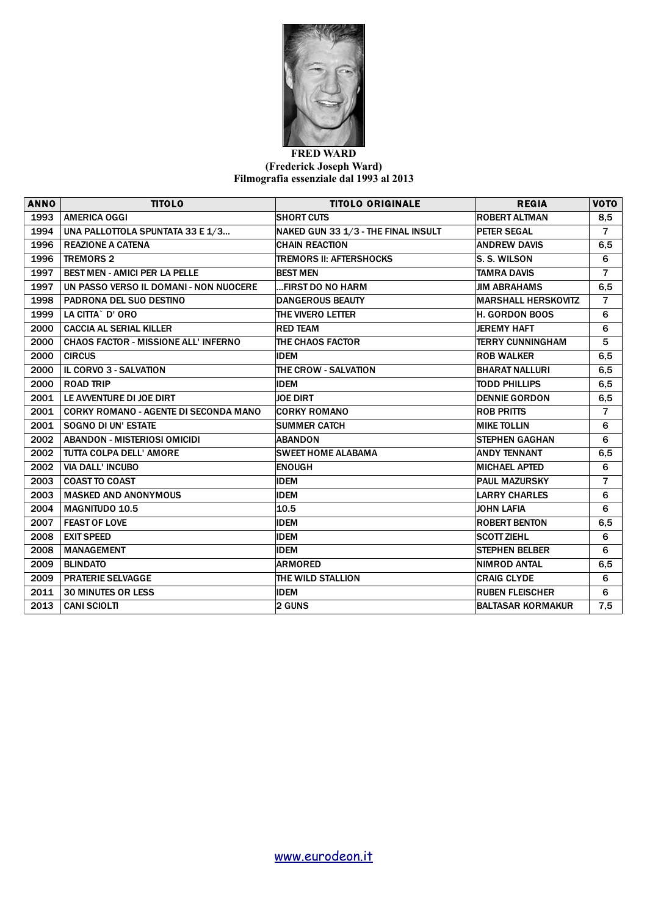**FRED WARD**
**(Frederick Joseph Ward)**
**Filmografia essenziale dal 1993 al 2013**

| ANNO | TITOLO | TITOLO ORIGINALE | REGIA | VOTO |
|---|---|---|---|---|
| 1993 | AMERICA OGGI | SHORT CUTS | ROBERT ALTMAN | 8,5 |
| 1994 | UNA PALLOTTOLA SPUNTATA 33 E 1/3... | NAKED GUN 33 1/3 - THE FINAL INSULT | PETER SEGAL | 7 |
| 1996 | REAZIONE A CATENA | CHAIN REACTION | ANDREW DAVIS | 6,5 |
| 1996 | TREMORS 2 | TREMORS II: AFTERSHOCKS | S. S. WILSON | 6 |
| 1997 | BEST MEN - AMICI PER LA PELLE | BEST MEN | TAMRA DAVIS | 7 |
| 1997 | UN PASSO VERSO IL DOMANI - NON NUOCERE | ...FIRST DO NO HARM | JIM ABRAHAMS | 6,5 |
| 1998 | PADRONA DEL SUO DESTINO | DANGEROUS BEAUTY | MARSHALL HERSKOVITZ | 7 |
| 1999 | LA CITTA` D' ORO | THE VIVERO LETTER | H. GORDON BOOS | 6 |
| 2000 | CACCIA AL SERIAL KILLER | RED TEAM | JEREMY HAFT | 6 |
| 2000 | CHAOS FACTOR - MISSIONE ALL' INFERNO | THE CHAOS FACTOR | TERRY CUNNINGHAM | 5 |
| 2000 | CIRCUS | IDEM | ROB WALKER | 6,5 |
| 2000 | IL CORVO 3 - SALVATION | THE CROW - SALVATION | BHARAT NALLURI | 6,5 |
| 2000 | ROAD TRIP | IDEM | TODD PHILLIPS | 6,5 |
| 2001 | LE AVVENTURE DI JOE DIRT | JOE DIRT | DENNIE GORDON | 6,5 |
| 2001 | CORKY ROMANO - AGENTE DI SECONDA MANO | CORKY ROMANO | ROB PRITTS | 7 |
| 2001 | SOGNO DI UN' ESTATE | SUMMER CATCH | MIKE TOLLIN | 6 |
| 2002 | ABANDON - MISTERIOSI OMICIDI | ABANDON | STEPHEN GAGHAN | 6 |
| 2002 | TUTTA COLPA DELL' AMORE | SWEET HOME ALABAMA | ANDY TENNANT | 6,5 |
| 2002 | VIA DALL' INCUBO | ENOUGH | MICHAEL APTED | 6 |
| 2003 | COAST TO COAST | IDEM | PAUL MAZURSKY | 7 |
| 2003 | MASKED AND ANONYMOUS | IDEM | LARRY CHARLES | 6 |
| 2004 | MAGNITUDO 10.5 | 10.5 | JOHN LAFIA | 6 |
| 2007 | FEAST OF LOVE | IDEM | ROBERT BENTON | 6,5 |
| 2008 | EXIT SPEED | IDEM | SCOTT ZIEHL | 6 |
| 2008 | MANAGEMENT | IDEM | STEPHEN BELBER | 6 |
| 2009 | BLINDATO | ARMORED | NIMROD ANTAL | 6,5 |
| 2009 | PRATERIE SELVAGGE | THE WILD STALLION | CRAIG CLYDE | 6 |
| 2011 | 30 MINUTES OR LESS | IDEM | RUBEN FLEISCHER | 6 |
| 2013 | CANI SCIOLTI | 2 GUNS | BALTASAR KORMAKUR | 7,5 |

www.eurodeon.it